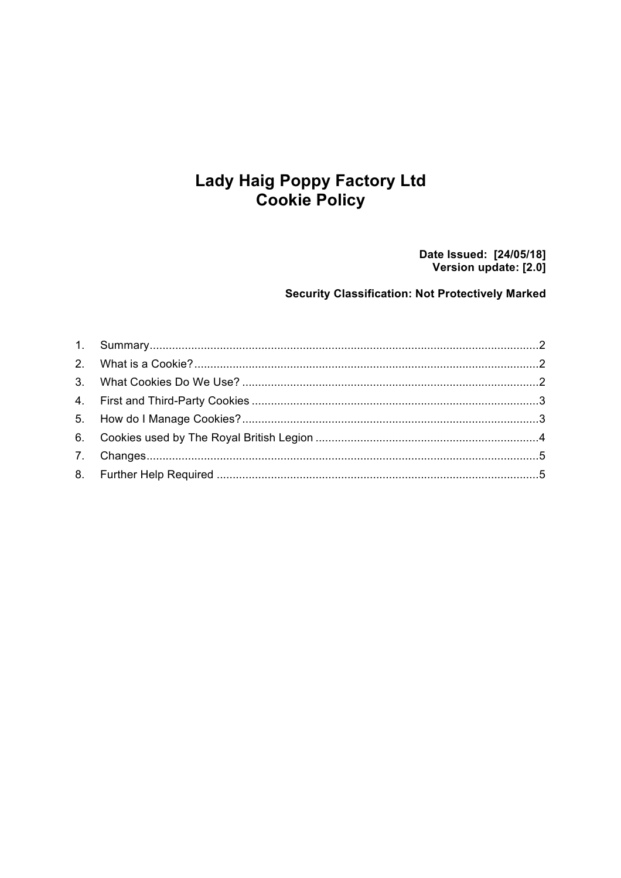# Lady Haig Poppy Factory Ltd
# Cookie Policy

**Date Issued: [24/05/18]**
**Version update: [2.0]**

**Security Classification: Not Protectively Marked**

1. Summary....................................................................................................................2
2. What is a Cookie?......................................................................................................2
3. What Cookies Do We Use? .......................................................................................2
4. First and Third-Party Cookies ....................................................................................3
5. How do I Manage Cookies?.......................................................................................3
6. Cookies used by The Royal British Legion ................................................................4
7. Changes.....................................................................................................................5
8. Further Help Required ...............................................................................................5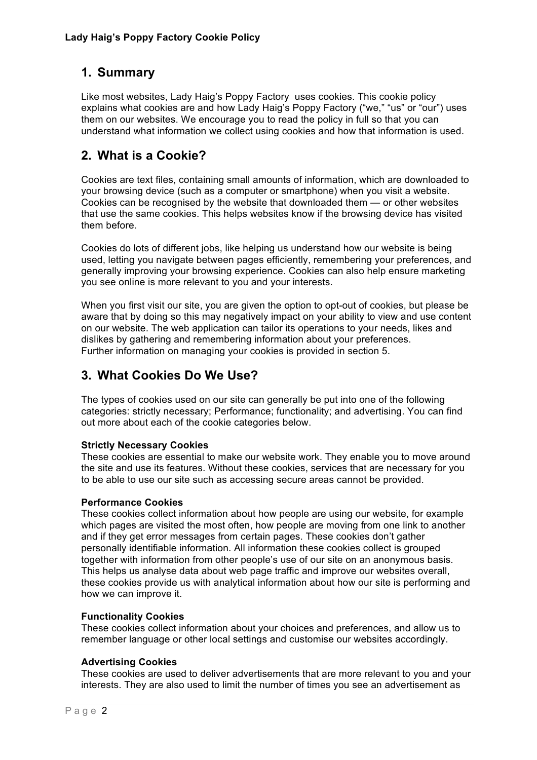## 1. Summary

Like most websites, Lady Haig's Poppy Factory uses cookies. This cookie policy explains what cookies are and how Lady Haig's Poppy Factory ("we," "us" or "our") uses them on our websites. We encourage you to read the policy in full so that you can understand what information we collect using cookies and how that information is used.

## 2. What is a Cookie?

Cookies are text files, containing small amounts of information, which are downloaded to your browsing device (such as a computer or smartphone) when you visit a website. Cookies can be recognised by the website that downloaded them — or other websites that use the same cookies. This helps websites know if the browsing device has visited them before.

Cookies do lots of different jobs, like helping us understand how our website is being used, letting you navigate between pages efficiently, remembering your preferences, and generally improving your browsing experience. Cookies can also help ensure marketing you see online is more relevant to you and your interests.

When you first visit our site, you are given the option to opt-out of cookies, but please be aware that by doing so this may negatively impact on your ability to view and use content on our website. The web application can tailor its operations to your needs, likes and dislikes by gathering and remembering information about your preferences.
Further information on managing your cookies is provided in section 5.

## 3. What Cookies Do We Use?

The types of cookies used on our site can generally be put into one of the following categories: strictly necessary; Performance; functionality; and advertising. You can find out more about each of the cookie categories below.

**Strictly Necessary Cookies**
These cookies are essential to make our website work. They enable you to move around the site and use its features. Without these cookies, services that are necessary for you to be able to use our site such as accessing secure areas cannot be provided.

**Performance Cookies**
These cookies collect information about how people are using our website, for example which pages are visited the most often, how people are moving from one link to another and if they get error messages from certain pages. These cookies don't gather personally identifiable information. All information these cookies collect is grouped together with information from other people's use of our site on an anonymous basis. This helps us analyse data about web page traffic and improve our websites overall, these cookies provide us with analytical information about how our site is performing and how we can improve it.

**Functionality Cookies**
These cookies collect information about your choices and preferences, and allow us to remember language or other local settings and customise our websites accordingly.

**Advertising Cookies**
These cookies are used to deliver advertisements that are more relevant to you and your interests. They are also used to limit the number of times you see an advertisement as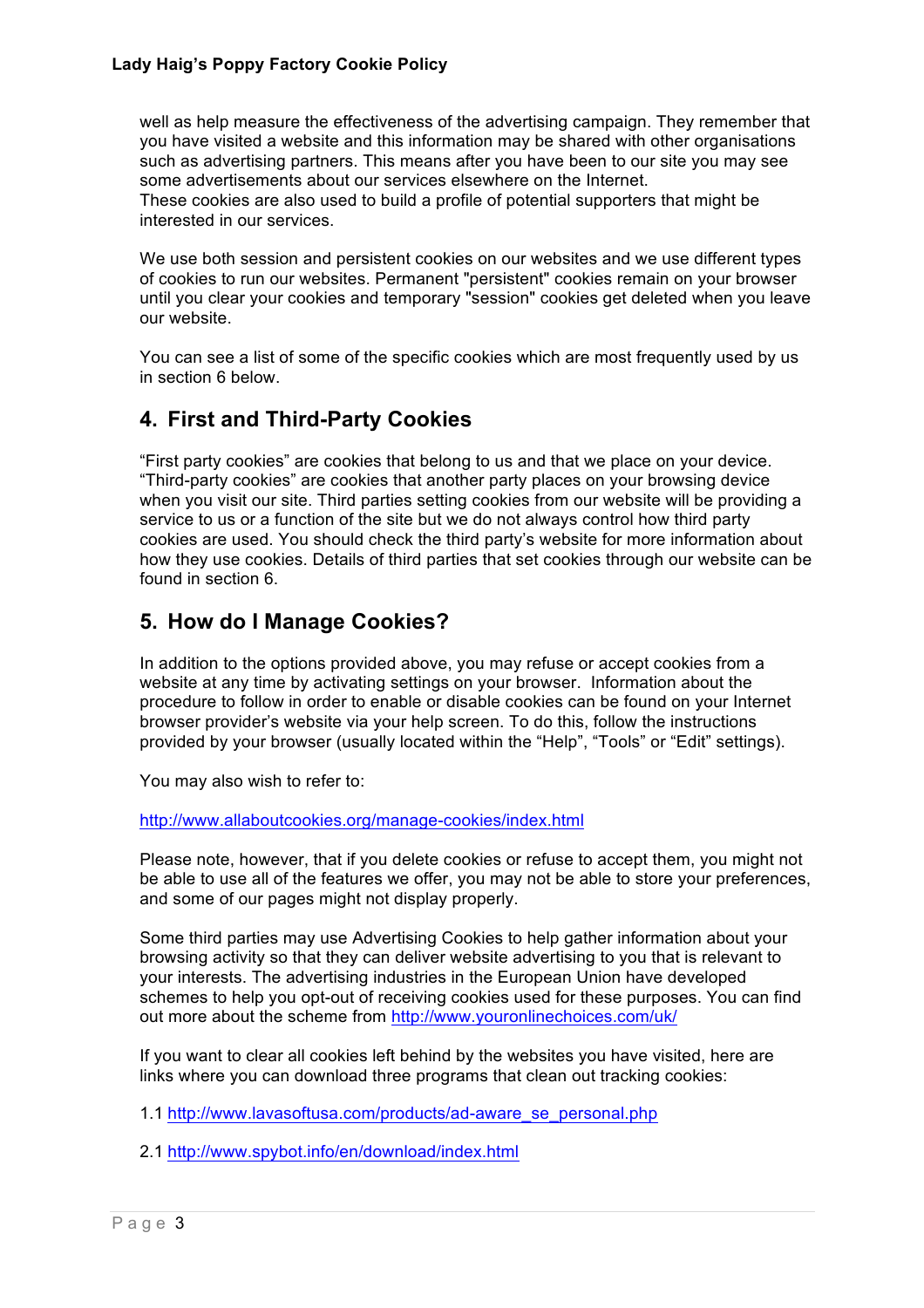well as help measure the effectiveness of the advertising campaign. They remember that you have visited a website and this information may be shared with other organisations such as advertising partners. This means after you have been to our site you may see some advertisements about our services elsewhere on the Internet.
These cookies are also used to build a profile of potential supporters that might be interested in our services.

We use both session and persistent cookies on our websites and we use different types of cookies to run our websites. Permanent "persistent" cookies remain on your browser until you clear your cookies and temporary "session" cookies get deleted when you leave our website.

You can see a list of some of the specific cookies which are most frequently used by us in section 6 below.

## 4. First and Third-Party Cookies

“First party cookies” are cookies that belong to us and that we place on your device. “Third-party cookies” are cookies that another party places on your browsing device when you visit our site. Third parties setting cookies from our website will be providing a service to us or a function of the site but we do not always control how third party cookies are used. You should check the third party’s website for more information about how they use cookies. Details of third parties that set cookies through our website can be found in section 6.

## 5. How do I Manage Cookies?

In addition to the options provided above, you may refuse or accept cookies from a website at any time by activating settings on your browser. Information about the procedure to follow in order to enable or disable cookies can be found on your Internet browser provider’s website via your help screen. To do this, follow the instructions provided by your browser (usually located within the “Help”, “Tools” or “Edit” settings).

You may also wish to refer to:

http://www.allaboutcookies.org/manage-cookies/index.html

Please note, however, that if you delete cookies or refuse to accept them, you might not be able to use all of the features we offer, you may not be able to store your preferences, and some of our pages might not display properly.

Some third parties may use Advertising Cookies to help gather information about your browsing activity so that they can deliver website advertising to you that is relevant to your interests. The advertising industries in the European Union have developed schemes to help you opt-out of receiving cookies used for these purposes. You can find out more about the scheme from http://www.youronlinechoices.com/uk/

If you want to clear all cookies left behind by the websites you have visited, here are links where you can download three programs that clean out tracking cookies:

1.1 http://www.lavasoftusa.com/products/ad-aware_se_personal.php

2.1 http://www.spybot.info/en/download/index.html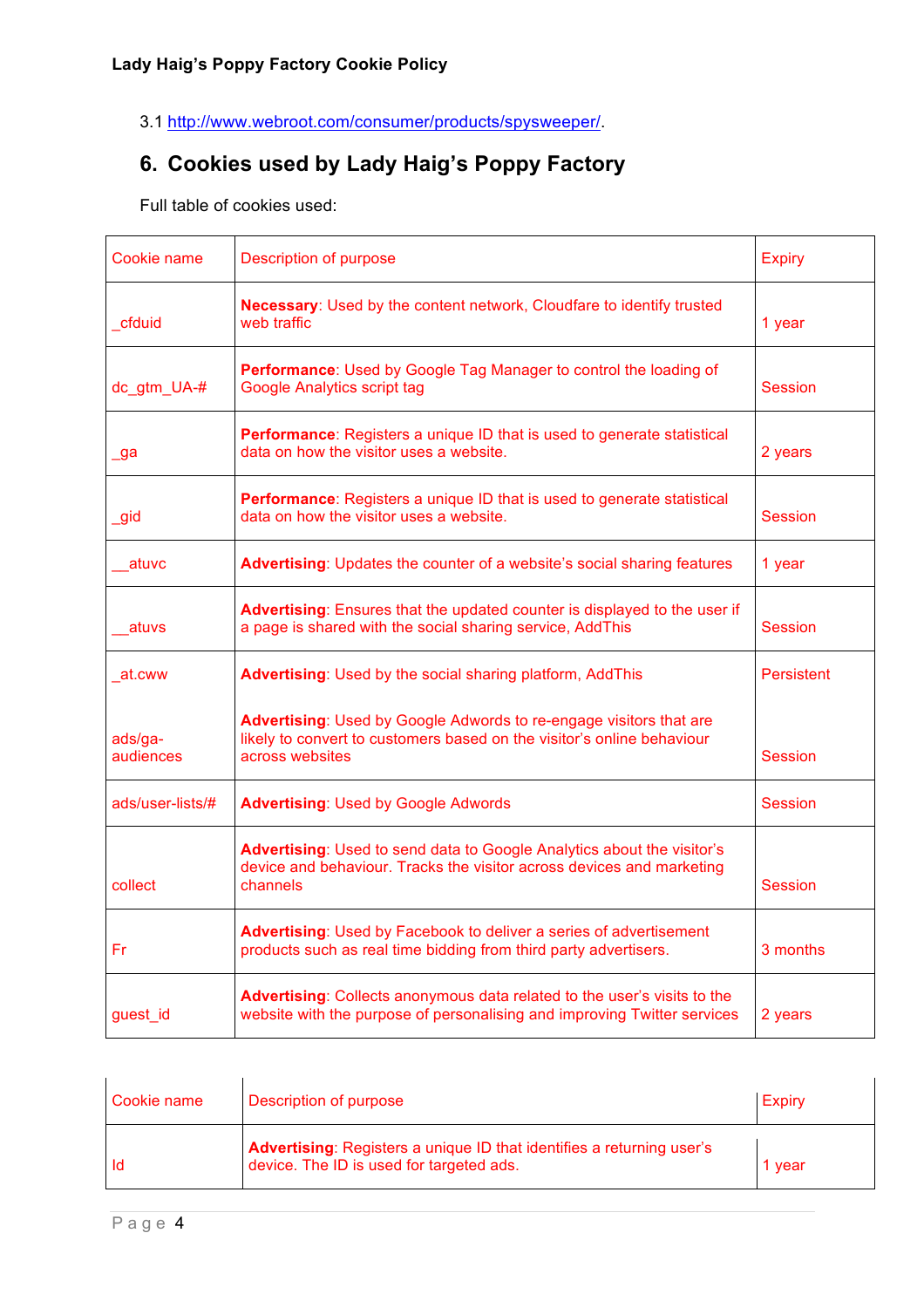3.1 http://www.webroot.com/consumer/products/spysweeper/.

## 6. Cookies used by Lady Haig's Poppy Factory

Full table of cookies used:

| Cookie name | Description of purpose | Expiry |
|---|---|---|
| _cfduid | **Necessary**: Used by the content network, Cloudfare to identify trusted web traffic | 1 year |
| dc_gtm_UA-# | **Performance**: Used by Google Tag Manager to control the loading of Google Analytics script tag | Session |
| _ga | **Performance**: Registers a unique ID that is used to generate statistical data on how the visitor uses a website. | 2 years |
| _gid | **Performance**: Registers a unique ID that is used to generate statistical data on how the visitor uses a website. | Session |
| __atuvc | **Advertising**: Updates the counter of a website's social sharing features | 1 year |
| __atuvs | **Advertising**: Ensures that the updated counter is displayed to the user if a page is shared with the social sharing service, AddThis | Session |
| _at.cww | **Advertising**: Used by the social sharing platform, AddThis | Persistent |
| ads/ga-audiences | **Advertising**: Used by Google Adwords to re-engage visitors that are likely to convert to customers based on the visitor's online behaviour across websites | Session |
| ads/user-lists/# | **Advertising**: Used by Google Adwords | Session |
| collect | **Advertising**: Used to send data to Google Analytics about the visitor's device and behaviour. Tracks the visitor across devices and marketing channels | Session |
| Fr | **Advertising**: Used by Facebook to deliver a series of advertisement products such as real time bidding from third party advertisers. | 3 months |
| guest_id | **Advertising**: Collects anonymous data related to the user's visits to the website with the purpose of personalising and improving Twitter services | 2 years |
| Id | **Advertising**: Registers a unique ID that identifies a returning user's device. The ID is used for targeted ads. | 1 year |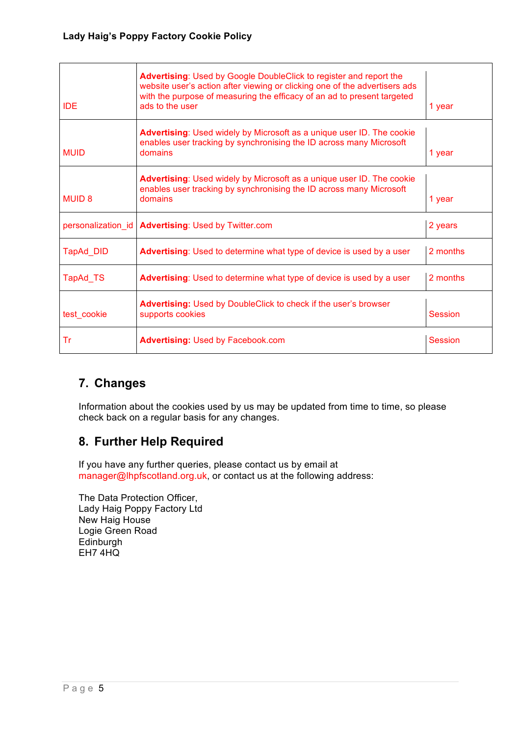| | | |
|---|---|---|
| IDE | **Advertising**: Used by Google DoubleClick to register and report the website user's action after viewing or clicking one of the advertisers ads with the purpose of measuring the efficacy of an ad to present targeted ads to the user | 1 year |
| MUID | **Advertising**: Used widely by Microsoft as a unique user ID. The cookie enables user tracking by synchronising the ID across many Microsoft domains | 1 year |
| MUID 8 | **Advertising**: Used widely by Microsoft as a unique user ID. The cookie enables user tracking by synchronising the ID across many Microsoft domains | 1 year |
| personalization_id | **Advertising**: Used by Twitter.com | 2 years |
| TapAd_DID | **Advertising**: Used to determine what type of device is used by a user | 2 months |
| TapAd_TS | **Advertising**: Used to determine what type of device is used by a user | 2 months |
| test_cookie | **Advertising:** Used by DoubleClick to check if the user's browser supports cookies | Session |
| Tr | **Advertising:** Used by Facebook.com | Session |

## 7. Changes

Information about the cookies used by us may be updated from time to time, so please check back on a regular basis for any changes.

## 8. Further Help Required

If you have any further queries, please contact us by email at manager@lhpfscotland.org.uk, or contact us at the following address:

The Data Protection Officer,
Lady Haig Poppy Factory Ltd
New Haig House
Logie Green Road
Edinburgh
EH7 4HQ